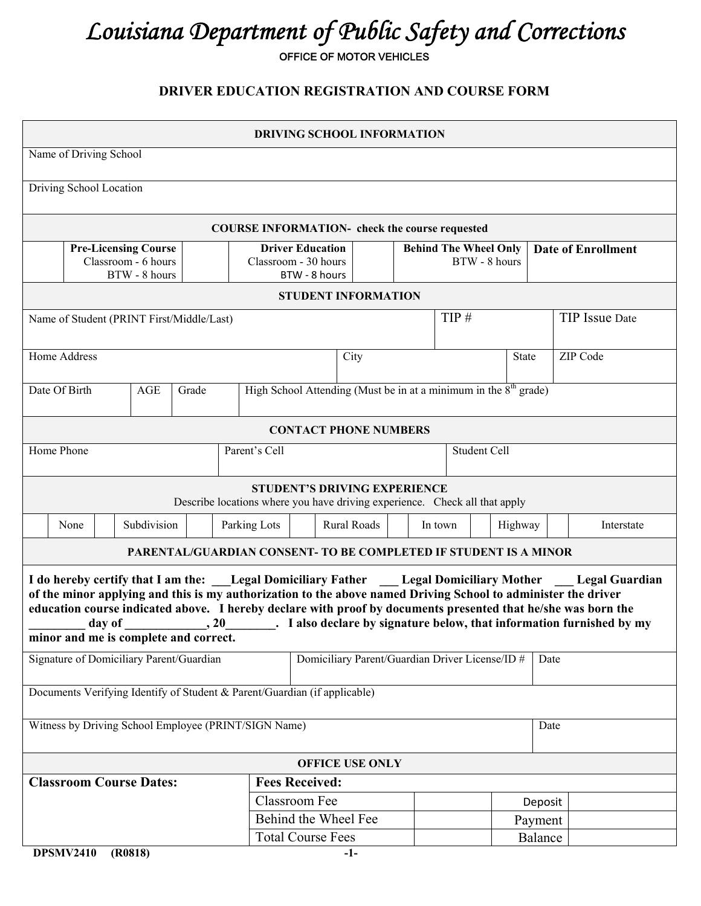# *Louisiana Department of Public Safety and Corrections*

OFFICE OF MOTOR VEHICLES

## DRIVER EDUCATION REGISTRATION AND COURSE FORM

### DRIVING SCHOOL INFORMATION

| |
|---|
| Name of Driving School |
| Driving School Location |

### COURSE INFORMATION- check the course requested

| | Pre-Licensing Course | | Driver Education | | Behind The Wheel Only | Date of Enrollment |
|---|---|---|---|---|---|---|
| | Classroom - 6 hours<br>BTW - 8 hours | | Classroom - 30 hours<br>BTW - 8 hours | | BTW - 8 hours | |

### STUDENT INFORMATION

| Name of Student (PRINT First/Middle/Last) | | | TIP # | TIP Issue Date |
|---|---|---|---|---|
| Home Address | City | | State | ZIP Code |
| Date Of Birth | AGE | Grade | High School Attending (Must be in at a minimum in the 8th grade) | |

### CONTACT PHONE NUMBERS

| Home Phone | Parent's Cell | Student Cell |
|---|---|---|
| | | |

### STUDENT'S DRIVING EXPERIENCE

Describe locations where you have driving experience. Check all that apply

| | None | | Subdivision | | Parking Lots | | Rural Roads | | In town | | Highway | | Interstate |
|---|---|---|---|---|---|---|---|---|---|---|---|---|---|

### PARENTAL/GUARDIAN CONSENT- TO BE COMPLETED IF STUDENT IS A MINOR

**I do hereby certify that I am the: ___Legal Domiciliary Father ___ Legal Domiciliary Mother ___ Legal Guardian of the minor applying and this is my authorization to the above named Driving School to administer the driver education course indicated above. I hereby declare with proof by documents presented that he/she was born the _________ day of _____________, 20________. I also declare by signature below, that information furnished by my minor and me is complete and correct.**

| Signature of Domiciliary Parent/Guardian | Domiciliary Parent/Guardian Driver License/ID # | Date |
|---|---|---|
| Documents Verifying Identify of Student & Parent/Guardian (if applicable) | | |
| Witness by Driving School Employee (PRINT/SIGN Name) | | Date |

### OFFICE USE ONLY

| Classroom Course Dates: | Fees Received: | | | |
|---|---|---|---|---|
| | Classroom Fee | | Deposit | |
| | Behind the Wheel Fee | | Payment | |
| | Total Course Fees | | Balance | |

DPSMV2410 (R0818)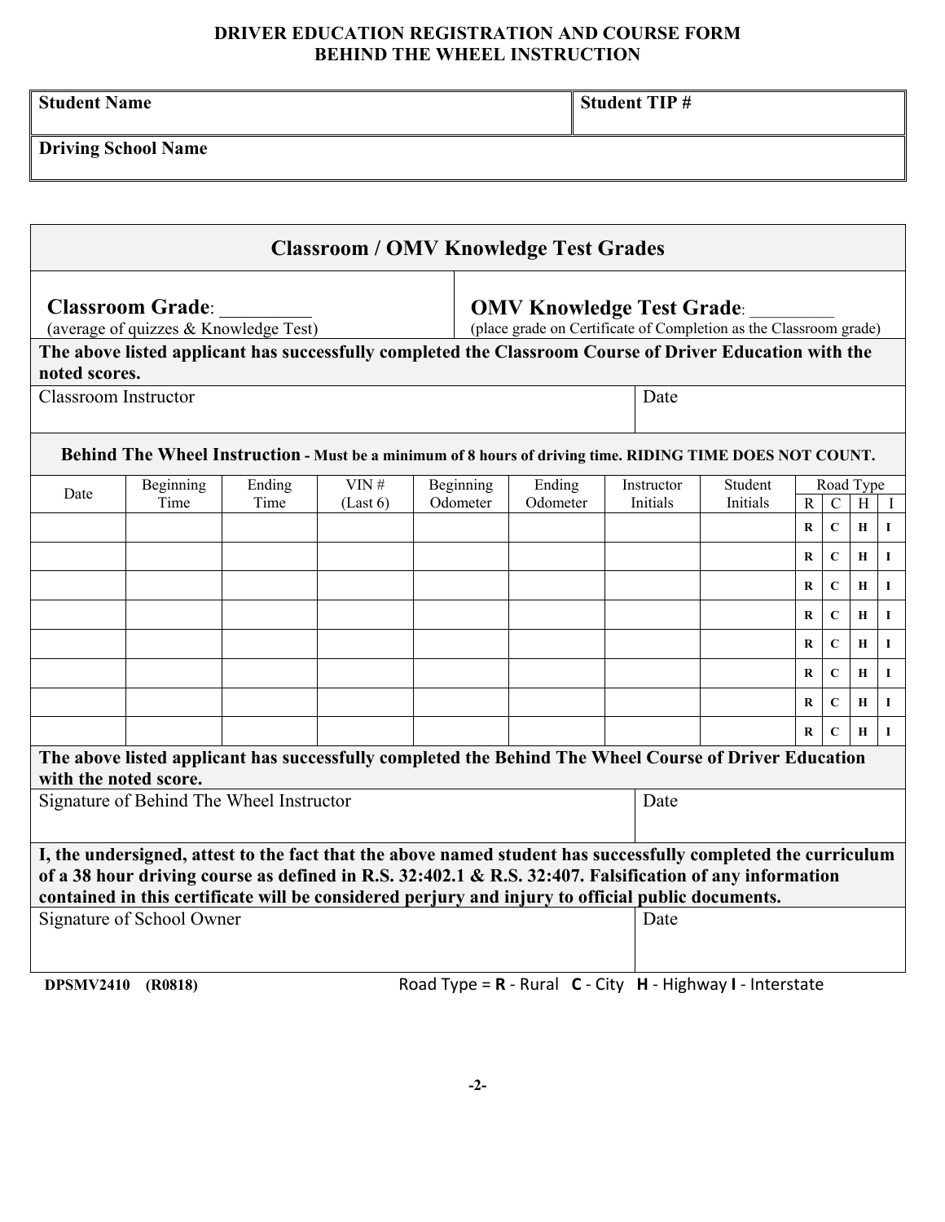# DRIVER EDUCATION REGISTRATION AND COURSE FORM
## BEHIND THE WHEEL INSTRUCTION

| **Student Name** | **Student TIP #** |
|---|---|
| **Driving School Name** | |

## Classroom / OMV Knowledge Test Grades

**Classroom Grade**: ________
(average of quizzes & Knowledge Test)

**OMV Knowledge Test Grade**: ________
(place grade on Certificate of Completion as the Classroom grade)

**The above listed applicant has successfully completed the Classroom Course of Driver Education with the noted scores.**

| Classroom Instructor | Date |
|---|---|
| | |

**Behind The Wheel Instruction - Must be a minimum of 8 hours of driving time. RIDING TIME DOES NOT COUNT.**

| Date | Beginning Time | Ending Time | VIN # (Last 6) | Beginning Odometer | Ending Odometer | Instructor Initials | Student Initials | Road Type | | | |
|---|---|---|---|---|---|---|---|---|---|---|---|
| | | | | | | | | R | C | H | I |
| | | | | | | | | **R** | **C** | **H** | **I** |
| | | | | | | | | **R** | **C** | **H** | **I** |
| | | | | | | | | **R** | **C** | **H** | **I** |
| | | | | | | | | **R** | **C** | **H** | **I** |
| | | | | | | | | **R** | **C** | **H** | **I** |
| | | | | | | | | **R** | **C** | **H** | **I** |
| | | | | | | | | **R** | **C** | **H** | **I** |
| | | | | | | | | **R** | **C** | **H** | **I** |

**The above listed applicant has successfully completed the Behind The Wheel Course of Driver Education with the noted score.**

| Signature of Behind The Wheel Instructor | Date |
|---|---|
| | |

**I, the undersigned, attest to the fact that the above named student has successfully completed the curriculum of a 38 hour driving course as defined in R.S. 32:402.1 & R.S. 32:407. Falsification of any information contained in this certificate will be considered perjury and injury to official public documents.**

| Signature of School Owner | Date |
|---|---|
| | |

**DPSMV2410 (R0818)**

Road Type = **R** - Rural **C** - City **H** - Highway **I** - Interstate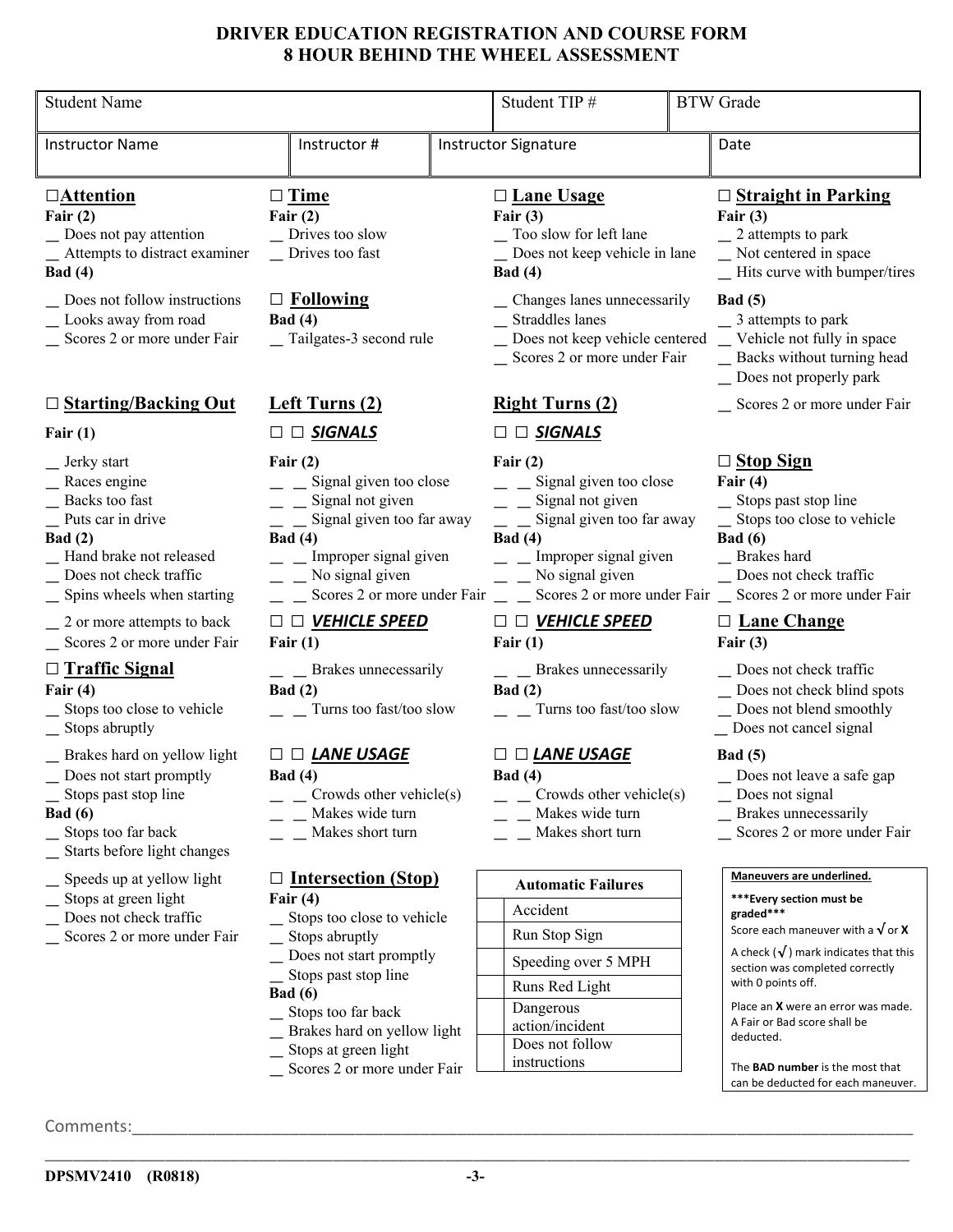# DRIVER EDUCATION REGISTRATION AND COURSE FORM
# 8 HOUR BEHIND THE WHEEL ASSESSMENT

| Student Name | | Student TIP # | BTW Grade |
|---|---|---|---|
| **Instructor Name** | **Instructor #** | **Instructor Signature** | **Date** |

### ☐ Attention
**Fair (2)**
- _ Does not pay attention
- _ Attempts to distract examiner

**Bad (4)**
- _ Does not follow instructions
- _ Looks away from road
- _ Scores 2 or more under Fair

### ☐ Time
**Fair (2)**
- _ Drives too slow
- _ Drives too fast

### ☐ Following
**Bad (4)**
- _ Tailgates-3 second rule

### ☐ Lane Usage
**Fair (3)**
- _ Too slow for left lane
- _ Does not keep vehicle in lane

**Bad (4)**
- _ Changes lanes unnecessarily
- _ Straddles lanes
- _ Does not keep vehicle centered
- _ Scores 2 or more under Fair

### ☐ Straight in Parking
**Fair (3)**
- _ 2 attempts to park
- _ Not centered in space
- _ Hits curve with bumper/tires

**Bad (5)**
- _ 3 attempts to park
- _ Vehicle not fully in space
- _ Backs without turning head
- _ Does not properly park
- _ Scores 2 or more under Fair

### ☐ Starting/Backing Out
**Fair (1)**
- _ Jerky start
- _ Races engine
- _ Backs too fast
- _ Puts car in drive

**Bad (2)**
- _ Hand brake not released
- _ Does not check traffic
- _ Spins wheels when starting
- _ 2 or more attempts to back
- _ Scores 2 or more under Fair

### ☐ Traffic Signal
**Fair (4)**
- _ Stops too close to vehicle
- _ Stops abruptly
- _ Brakes hard on yellow light
- _ Does not start promptly
- _ Stops past stop line

**Bad (6)**
- _ Stops too far back
- _ Starts before light changes
- _ Speeds up at yellow light
- _ Stops at green light
- _ Does not check traffic
- _ Scores 2 or more under Fair

### Left Turns (2)

#### ☐ ☐ *SIGNALS*
**Fair (2)**
- _ _ Signal given too close
- _ _ Signal not given
- _ _ Signal given too far away

**Bad (4)**
- _ _ Improper signal given
- _ _ No signal given
- _ _ Scores 2 or more under Fair

#### ☐ ☐ *VEHICLE SPEED*
**Fair (1)**
- _ _ Brakes unnecessarily

**Bad (2)**
- _ _ Turns too fast/too slow

#### ☐ ☐ *LANE USAGE*
**Bad (4)**
- _ _ Crowds other vehicle(s)
- _ _ Makes wide turn
- _ _ Makes short turn

### ☐ Intersection (Stop)
**Fair (4)**
- _ Stops too close to vehicle
- _ Stops abruptly
- _ Does not start promptly
- _ Stops past stop line

**Bad (6)**
- _ Stops too far back
- _ Brakes hard on yellow light
- _ Stops at green light
- _ Scores 2 or more under Fair

### Right Turns (2)

#### ☐ ☐ *SIGNALS*
**Fair (2)**
- _ _ Signal given too close
- _ _ Signal not given
- _ _ Signal given too far away

**Bad (4)**
- _ _ Improper signal given
- _ _ No signal given
- _ _ Scores 2 or more under Fair

#### ☐ ☐ *VEHICLE SPEED*
**Fair (1)**
- _ _ Brakes unnecessarily

**Bad (2)**
- _ _ Turns too fast/too slow

#### ☐ ☐ *LANE USAGE*
**Bad (4)**
- _ _ Crowds other vehicle(s)
- _ _ Makes wide turn
- _ _ Makes short turn

| | Automatic Failures |
|---|---|
| | Accident |
| | Run Stop Sign |
| | Speeding over 5 MPH |
| | Runs Red Light |
| | Dangerous action/incident |
| | Does not follow instructions |

### ☐ Stop Sign
**Fair (4)**
- _ Stops past stop line
- _ Stops too close to vehicle

**Bad (6)**
- _ Brakes hard
- _ Does not check traffic
- _ Scores 2 or more under Fair

### ☐ Lane Change
**Fair (3)**
- _ Does not check traffic
- _ Does not check blind spots
- _ Does not blend smoothly
- _ Does not cancel signal

**Bad (5)**
- _ Does not leave a safe gap
- _ Does not signal
- _ Brakes unnecessarily
- _ Scores 2 or more under Fair

**Maneuvers are underlined.**

**\*\*\*Every section must be graded\*\*\***

Score each maneuver with a √ or **X**

A check (√) mark indicates that this section was completed correctly with 0 points off.

Place an **X** were an error was made. A Fair or Bad score shall be deducted.

The **BAD number** is the most that can be deducted for each maneuver.

Comments:______________________________________________________________________________

**DPSMV2410 (R0818)**